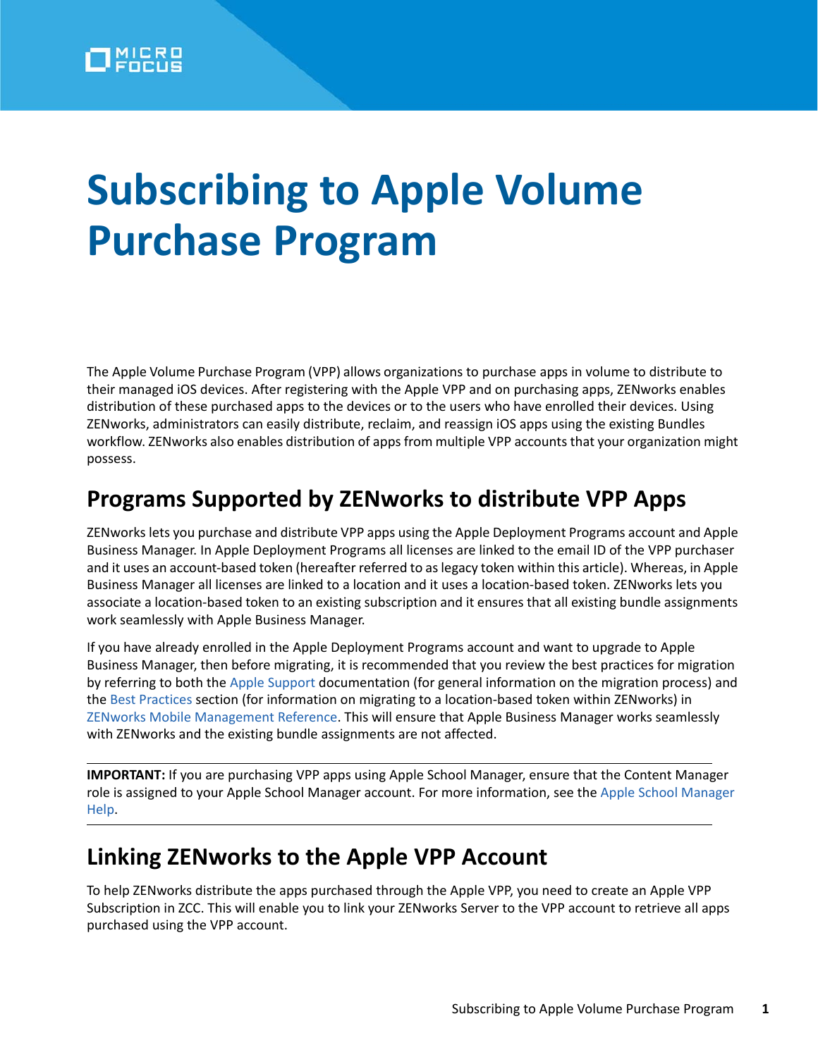# Subscribing to Apple Volume Purchase Program

The Apple Volume Purchase Program (VPP) allows organizations to purchase apps in volume to distribute to their managed iOS devices. After registering with the Apple VPP and on purchasing apps, ZENworks enables distribution of these purchased apps to the devices or to the users who have enrolled their devices. Using ZENworks, administrators can easily distribute, reclaim, and reassign iOS apps using the existing Bundles workflow. ZENworks also enables distribution of apps from multiple VPP accounts that your organization might possess.

## Programs Supported by ZENworks to distribute VPP Apps

ZENworks lets you purchase and distribute VPP apps using the Apple Deployment Programs account and Apple Business Manager. In Apple Deployment Programs all licenses are linked to the email ID of the VPP purchaser and it uses an account-based token (hereafter referred to as legacy token within this article). Whereas, in Apple Business Manager all licenses are linked to a location and it uses a location-based token. ZENworks lets you associate a location-based token to an existing subscription and it ensures that all existing bundle assignments work seamlessly with Apple Business Manager.

If you have already enrolled in the Apple Deployment Programs account and want to upgrade to Apple Business Manager, then before migrating, it is recommended that you review the best practices for migration by referring to both the Apple Support documentation (for general information on the migration process) and the Best Practices section (for information on migrating to a location-based token within ZENworks) in ZENworks Mobile Management Reference. This will ensure that Apple Business Manager works seamlessly with ZENworks and the existing bundle assignments are not affected.

---

**IMPORTANT:** If you are purchasing VPP apps using Apple School Manager, ensure that the Content Manager role is assigned to your Apple School Manager account. For more information, see the Apple School Manager Help.

---

## Linking ZENworks to the Apple VPP Account

To help ZENworks distribute the apps purchased through the Apple VPP, you need to create an Apple VPP Subscription in ZCC. This will enable you to link your ZENworks Server to the VPP account to retrieve all apps purchased using the VPP account.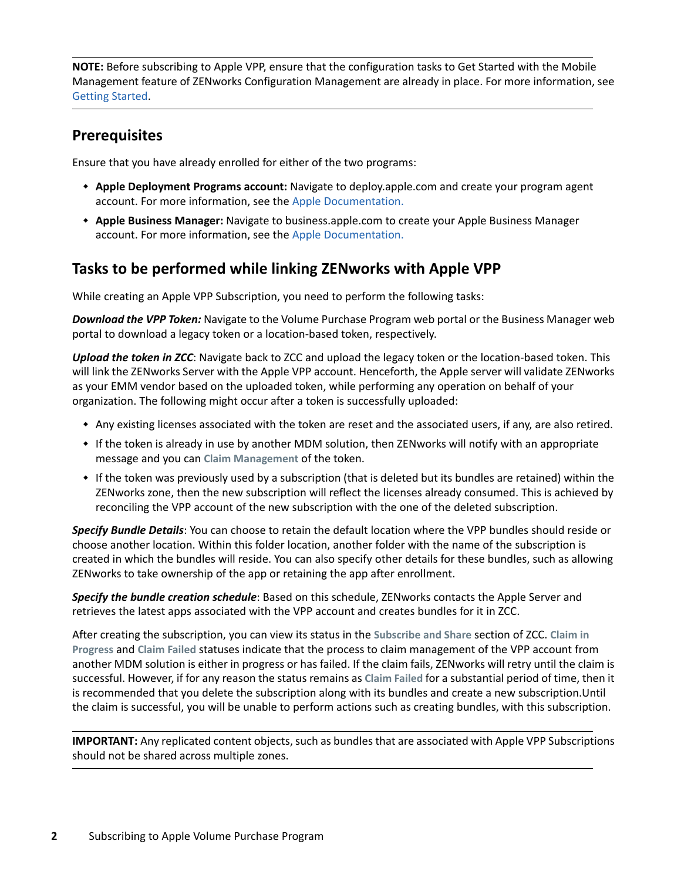**NOTE:** Before subscribing to Apple VPP, ensure that the configuration tasks to Get Started with the Mobile Management feature of ZENworks Configuration Management are already in place. For more information, see Getting Started.

## Prerequisites

Ensure that you have already enrolled for either of the two programs:

- **Apple Deployment Programs account:** Navigate to deploy.apple.com and create your program agent account. For more information, see the Apple Documentation.
- **Apple Business Manager:** Navigate to business.apple.com to create your Apple Business Manager account. For more information, see the Apple Documentation.

## Tasks to be performed while linking ZENworks with Apple VPP

While creating an Apple VPP Subscription, you need to perform the following tasks:

***Download the VPP Token:*** Navigate to the Volume Purchase Program web portal or the Business Manager web portal to download a legacy token or a location-based token, respectively.

***Upload the token in ZCC***: Navigate back to ZCC and upload the legacy token or the location-based token. This will link the ZENworks Server with the Apple VPP account. Henceforth, the Apple server will validate ZENworks as your EMM vendor based on the uploaded token, while performing any operation on behalf of your organization. The following might occur after a token is successfully uploaded:

- Any existing licenses associated with the token are reset and the associated users, if any, are also retired.
- If the token is already in use by another MDM solution, then ZENworks will notify with an appropriate message and you can **Claim Management** of the token.
- If the token was previously used by a subscription (that is deleted but its bundles are retained) within the ZENworks zone, then the new subscription will reflect the licenses already consumed. This is achieved by reconciling the VPP account of the new subscription with the one of the deleted subscription.

***Specify Bundle Details***: You can choose to retain the default location where the VPP bundles should reside or choose another location. Within this folder location, another folder with the name of the subscription is created in which the bundles will reside. You can also specify other details for these bundles, such as allowing ZENworks to take ownership of the app or retaining the app after enrollment.

***Specify the bundle creation schedule***: Based on this schedule, ZENworks contacts the Apple Server and retrieves the latest apps associated with the VPP account and creates bundles for it in ZCC.

After creating the subscription, you can view its status in the **Subscribe and Share** section of ZCC. **Claim in Progress** and **Claim Failed** statuses indicate that the process to claim management of the VPP account from another MDM solution is either in progress or has failed. If the claim fails, ZENworks will retry until the claim is successful. However, if for any reason the status remains as **Claim Failed** for a substantial period of time, then it is recommended that you delete the subscription along with its bundles and create a new subscription.Until the claim is successful, you will be unable to perform actions such as creating bundles, with this subscription.

**IMPORTANT:** Any replicated content objects, such as bundles that are associated with Apple VPP Subscriptions should not be shared across multiple zones.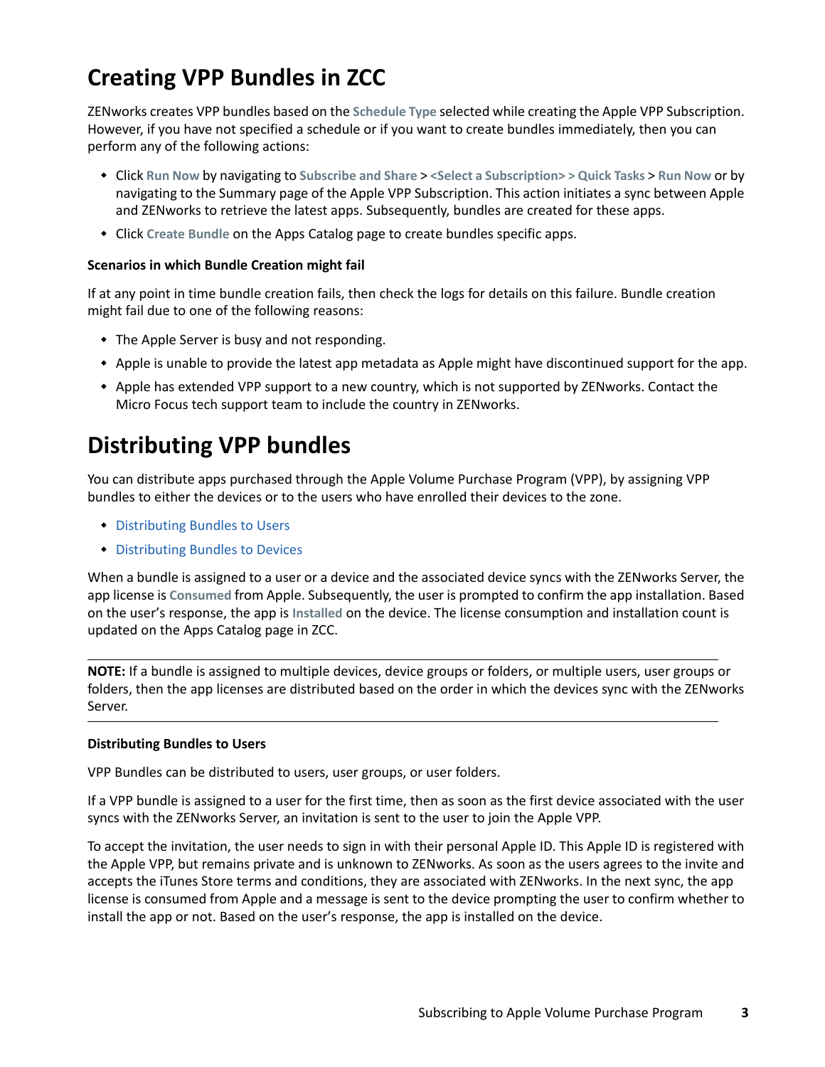## Creating VPP Bundles in ZCC

ZENworks creates VPP bundles based on the **Schedule Type** selected while creating the Apple VPP Subscription. However, if you have not specified a schedule or if you want to create bundles immediately, then you can perform any of the following actions:

- Click **Run Now** by navigating to **Subscribe and Share** > **<Select a Subscription> > Quick Tasks** > **Run Now** or by navigating to the Summary page of the Apple VPP Subscription. This action initiates a sync between Apple and ZENworks to retrieve the latest apps. Subsequently, bundles are created for these apps.
- Click **Create Bundle** on the Apps Catalog page to create bundles specific apps.

#### Scenarios in which Bundle Creation might fail

If at any point in time bundle creation fails, then check the logs for details on this failure. Bundle creation might fail due to one of the following reasons:

- The Apple Server is busy and not responding.
- Apple is unable to provide the latest app metadata as Apple might have discontinued support for the app.
- Apple has extended VPP support to a new country, which is not supported by ZENworks. Contact the Micro Focus tech support team to include the country in ZENworks.

## Distributing VPP bundles

You can distribute apps purchased through the Apple Volume Purchase Program (VPP), by assigning VPP bundles to either the devices or to the users who have enrolled their devices to the zone.

- Distributing Bundles to Users
- Distributing Bundles to Devices

When a bundle is assigned to a user or a device and the associated device syncs with the ZENworks Server, the app license is **Consumed** from Apple. Subsequently, the user is prompted to confirm the app installation. Based on the user's response, the app is **Installed** on the device. The license consumption and installation count is updated on the Apps Catalog page in ZCC.

---

**NOTE:** If a bundle is assigned to multiple devices, device groups or folders, or multiple users, user groups or folders, then the app licenses are distributed based on the order in which the devices sync with the ZENworks Server.

---

#### Distributing Bundles to Users

VPP Bundles can be distributed to users, user groups, or user folders.

If a VPP bundle is assigned to a user for the first time, then as soon as the first device associated with the user syncs with the ZENworks Server, an invitation is sent to the user to join the Apple VPP.

To accept the invitation, the user needs to sign in with their personal Apple ID. This Apple ID is registered with the Apple VPP, but remains private and is unknown to ZENworks. As soon as the users agrees to the invite and accepts the iTunes Store terms and conditions, they are associated with ZENworks. In the next sync, the app license is consumed from Apple and a message is sent to the device prompting the user to confirm whether to install the app or not. Based on the user's response, the app is installed on the device.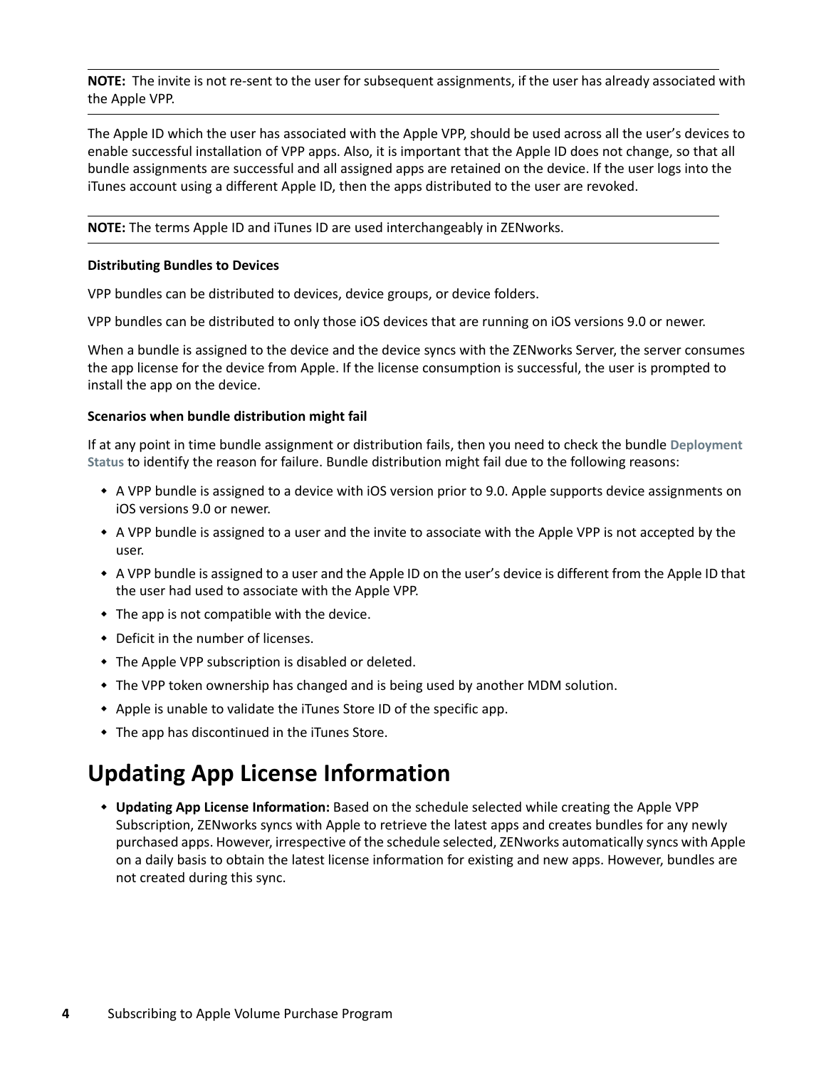**NOTE:** The invite is not re-sent to the user for subsequent assignments, if the user has already associated with the Apple VPP.

The Apple ID which the user has associated with the Apple VPP, should be used across all the user's devices to enable successful installation of VPP apps. Also, it is important that the Apple ID does not change, so that all bundle assignments are successful and all assigned apps are retained on the device. If the user logs into the iTunes account using a different Apple ID, then the apps distributed to the user are revoked.

**NOTE:** The terms Apple ID and iTunes ID are used interchangeably in ZENworks.

**Distributing Bundles to Devices**

VPP bundles can be distributed to devices, device groups, or device folders.

VPP bundles can be distributed to only those iOS devices that are running on iOS versions 9.0 or newer.

When a bundle is assigned to the device and the device syncs with the ZENworks Server, the server consumes the app license for the device from Apple. If the license consumption is successful, the user is prompted to install the app on the device.

**Scenarios when bundle distribution might fail**

If at any point in time bundle assignment or distribution fails, then you need to check the bundle **Deployment Status** to identify the reason for failure. Bundle distribution might fail due to the following reasons:

- A VPP bundle is assigned to a device with iOS version prior to 9.0. Apple supports device assignments on iOS versions 9.0 or newer.
- A VPP bundle is assigned to a user and the invite to associate with the Apple VPP is not accepted by the user.
- A VPP bundle is assigned to a user and the Apple ID on the user's device is different from the Apple ID that the user had used to associate with the Apple VPP.
- The app is not compatible with the device.
- Deficit in the number of licenses.
- The Apple VPP subscription is disabled or deleted.
- The VPP token ownership has changed and is being used by another MDM solution.
- Apple is unable to validate the iTunes Store ID of the specific app.
- The app has discontinued in the iTunes Store.

## Updating App License Information

- **Updating App License Information:** Based on the schedule selected while creating the Apple VPP Subscription, ZENworks syncs with Apple to retrieve the latest apps and creates bundles for any newly purchased apps. However, irrespective of the schedule selected, ZENworks automatically syncs with Apple on a daily basis to obtain the latest license information for existing and new apps. However, bundles are not created during this sync.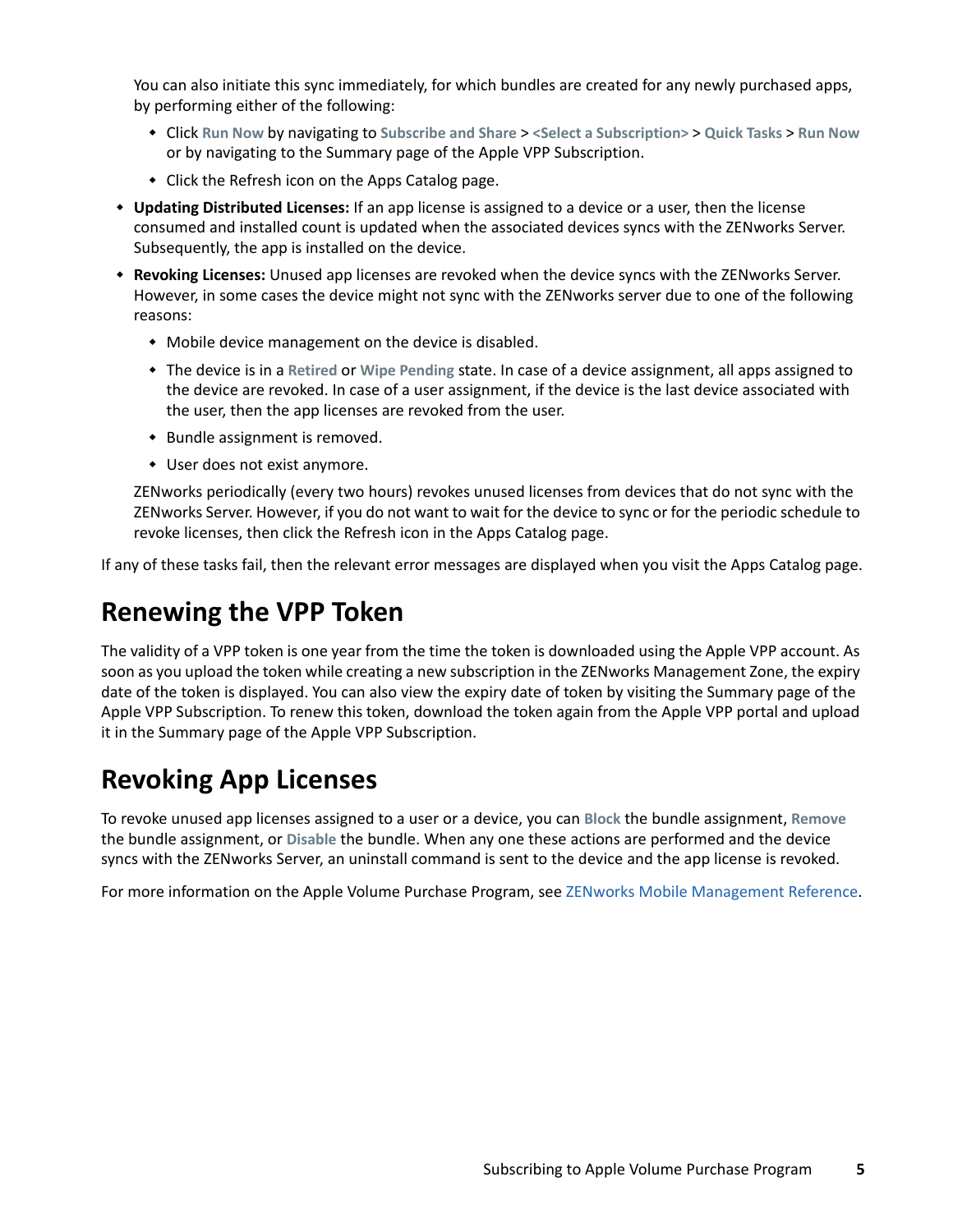You can also initiate this sync immediately, for which bundles are created for any newly purchased apps, by performing either of the following:

- Click **Run Now** by navigating to **Subscribe and Share** > **<Select a Subscription>** > **Quick Tasks** > **Run Now** or by navigating to the Summary page of the Apple VPP Subscription.
- Click the Refresh icon on the Apps Catalog page.

- **Updating Distributed Licenses:** If an app license is assigned to a device or a user, then the license consumed and installed count is updated when the associated devices syncs with the ZENworks Server. Subsequently, the app is installed on the device.
- **Revoking Licenses:** Unused app licenses are revoked when the device syncs with the ZENworks Server. However, in some cases the device might not sync with the ZENworks server due to one of the following reasons:
  - Mobile device management on the device is disabled.
  - The device is in a **Retired** or **Wipe Pending** state. In case of a device assignment, all apps assigned to the device are revoked. In case of a user assignment, if the device is the last device associated with the user, then the app licenses are revoked from the user.
  - Bundle assignment is removed.
  - User does not exist anymore.

  ZENworks periodically (every two hours) revokes unused licenses from devices that do not sync with the ZENworks Server. However, if you do not want to wait for the device to sync or for the periodic schedule to revoke licenses, then click the Refresh icon in the Apps Catalog page.

If any of these tasks fail, then the relevant error messages are displayed when you visit the Apps Catalog page.

## Renewing the VPP Token

The validity of a VPP token is one year from the time the token is downloaded using the Apple VPP account. As soon as you upload the token while creating a new subscription in the ZENworks Management Zone, the expiry date of the token is displayed. You can also view the expiry date of token by visiting the Summary page of the Apple VPP Subscription. To renew this token, download the token again from the Apple VPP portal and upload it in the Summary page of the Apple VPP Subscription.

## Revoking App Licenses

To revoke unused app licenses assigned to a user or a device, you can **Block** the bundle assignment, **Remove** the bundle assignment, or **Disable** the bundle. When any one these actions are performed and the device syncs with the ZENworks Server, an uninstall command is sent to the device and the app license is revoked.

For more information on the Apple Volume Purchase Program, see ZENworks Mobile Management Reference.